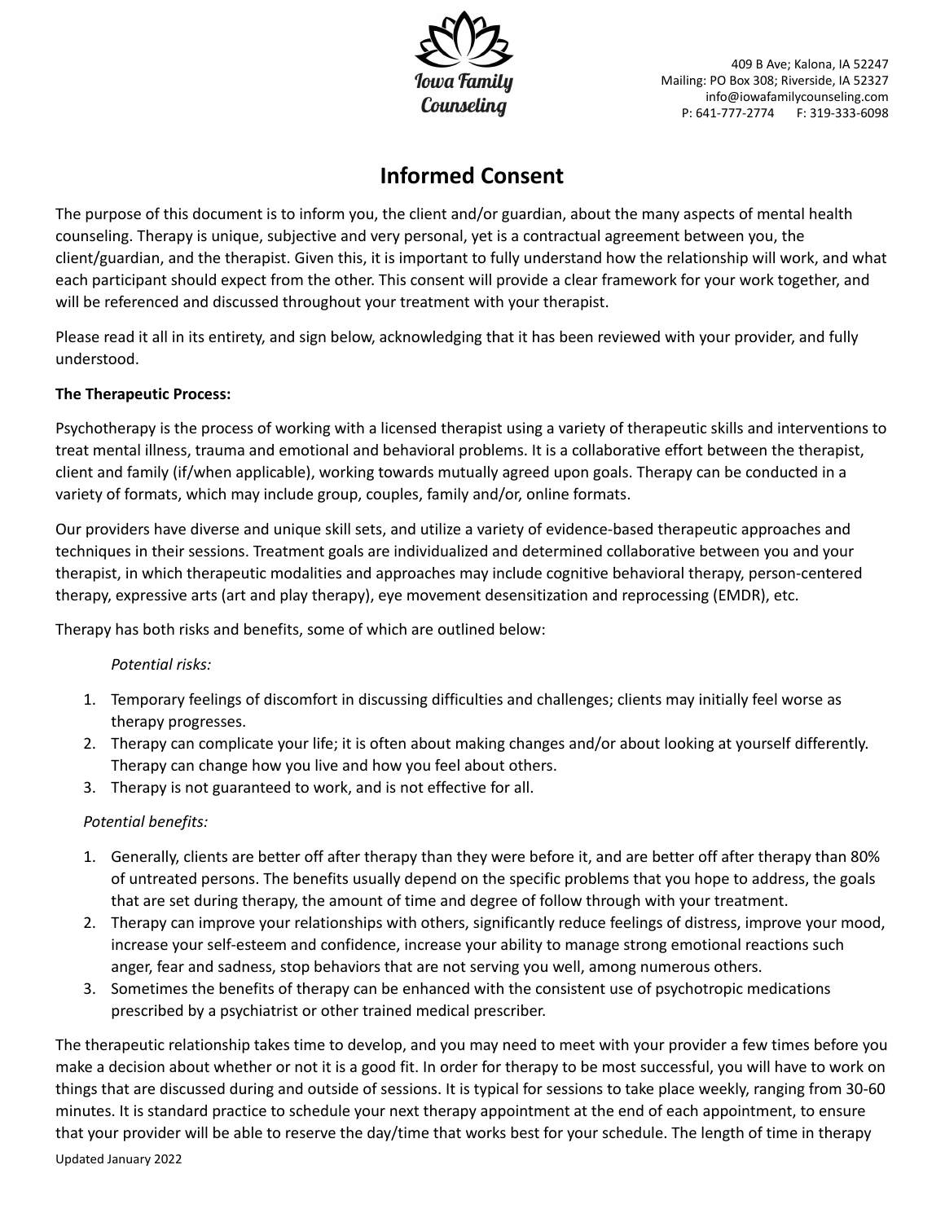Iowa Family Counseling

409 B Ave; Kalona, IA 52247
Mailing: PO Box 308; Riverside, IA 52327
info@iowafamilycounseling.com
P: 641-777-2774 F: 319-333-6098

# Informed Consent

The purpose of this document is to inform you, the client and/or guardian, about the many aspects of mental health counseling. Therapy is unique, subjective and very personal, yet is a contractual agreement between you, the client/guardian, and the therapist. Given this, it is important to fully understand how the relationship will work, and what each participant should expect from the other. This consent will provide a clear framework for your work together, and will be referenced and discussed throughout your treatment with your therapist.

Please read it all in its entirety, and sign below, acknowledging that it has been reviewed with your provider, and fully understood.

**The Therapeutic Process:**

Psychotherapy is the process of working with a licensed therapist using a variety of therapeutic skills and interventions to treat mental illness, trauma and emotional and behavioral problems. It is a collaborative effort between the therapist, client and family (if/when applicable), working towards mutually agreed upon goals. Therapy can be conducted in a variety of formats, which may include group, couples, family and/or, online formats.

Our providers have diverse and unique skill sets, and utilize a variety of evidence-based therapeutic approaches and techniques in their sessions. Treatment goals are individualized and determined collaborative between you and your therapist, in which therapeutic modalities and approaches may include cognitive behavioral therapy, person-centered therapy, expressive arts (art and play therapy), eye movement desensitization and reprocessing (EMDR), etc.

Therapy has both risks and benefits, some of which are outlined below:

*Potential risks:*

1. Temporary feelings of discomfort in discussing difficulties and challenges; clients may initially feel worse as therapy progresses.
2. Therapy can complicate your life; it is often about making changes and/or about looking at yourself differently. Therapy can change how you live and how you feel about others.
3. Therapy is not guaranteed to work, and is not effective for all.

*Potential benefits:*

1. Generally, clients are better off after therapy than they were before it, and are better off after therapy than 80% of untreated persons. The benefits usually depend on the specific problems that you hope to address, the goals that are set during therapy, the amount of time and degree of follow through with your treatment.
2. Therapy can improve your relationships with others, significantly reduce feelings of distress, improve your mood, increase your self-esteem and confidence, increase your ability to manage strong emotional reactions such anger, fear and sadness, stop behaviors that are not serving you well, among numerous others.
3. Sometimes the benefits of therapy can be enhanced with the consistent use of psychotropic medications prescribed by a psychiatrist or other trained medical prescriber.

The therapeutic relationship takes time to develop, and you may need to meet with your provider a few times before you make a decision about whether or not it is a good fit. In order for therapy to be most successful, you will have to work on things that are discussed during and outside of sessions. It is typical for sessions to take place weekly, ranging from 30-60 minutes. It is standard practice to schedule your next therapy appointment at the end of each appointment, to ensure that your provider will be able to reserve the day/time that works best for your schedule. The length of time in therapy

Updated January 2022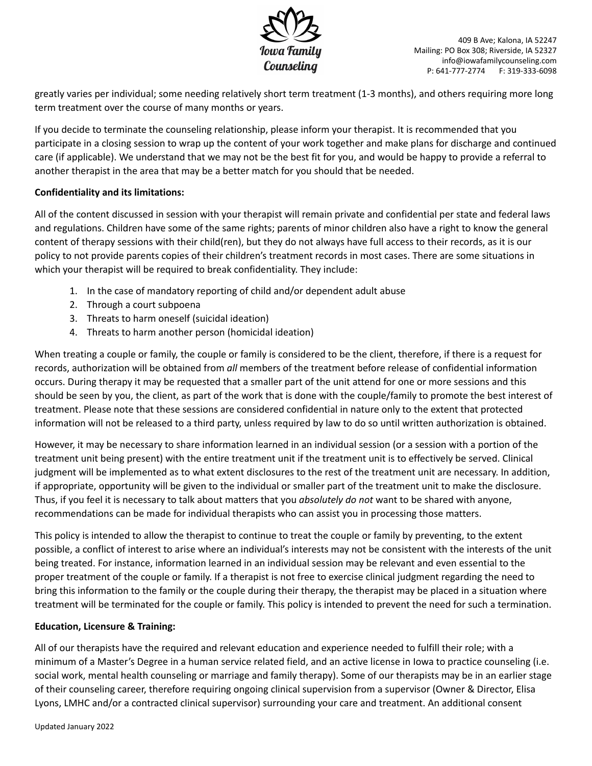greatly varies per individual; some needing relatively short term treatment (1-3 months), and others requiring more long term treatment over the course of many months or years.

If you decide to terminate the counseling relationship, please inform your therapist. It is recommended that you participate in a closing session to wrap up the content of your work together and make plans for discharge and continued care (if applicable). We understand that we may not be the best fit for you, and would be happy to provide a referral to another therapist in the area that may be a better match for you should that be needed.

**Confidentiality and its limitations:**

All of the content discussed in session with your therapist will remain private and confidential per state and federal laws and regulations. Children have some of the same rights; parents of minor children also have a right to know the general content of therapy sessions with their child(ren), but they do not always have full access to their records, as it is our policy to not provide parents copies of their children's treatment records in most cases. There are some situations in which your therapist will be required to break confidentiality. They include:

1. In the case of mandatory reporting of child and/or dependent adult abuse
2. Through a court subpoena
3. Threats to harm oneself (suicidal ideation)
4. Threats to harm another person (homicidal ideation)

When treating a couple or family, the couple or family is considered to be the client, therefore, if there is a request for records, authorization will be obtained from *all* members of the treatment before release of confidential information occurs. During therapy it may be requested that a smaller part of the unit attend for one or more sessions and this should be seen by you, the client, as part of the work that is done with the couple/family to promote the best interest of treatment. Please note that these sessions are considered confidential in nature only to the extent that protected information will not be released to a third party, unless required by law to do so until written authorization is obtained.

However, it may be necessary to share information learned in an individual session (or a session with a portion of the treatment unit being present) with the entire treatment unit if the treatment unit is to effectively be served. Clinical judgment will be implemented as to what extent disclosures to the rest of the treatment unit are necessary. In addition, if appropriate, opportunity will be given to the individual or smaller part of the treatment unit to make the disclosure. Thus, if you feel it is necessary to talk about matters that you *absolutely do not* want to be shared with anyone, recommendations can be made for individual therapists who can assist you in processing those matters.

This policy is intended to allow the therapist to continue to treat the couple or family by preventing, to the extent possible, a conflict of interest to arise where an individual's interests may not be consistent with the interests of the unit being treated. For instance, information learned in an individual session may be relevant and even essential to the proper treatment of the couple or family. If a therapist is not free to exercise clinical judgment regarding the need to bring this information to the family or the couple during their therapy, the therapist may be placed in a situation where treatment will be terminated for the couple or family. This policy is intended to prevent the need for such a termination.

**Education, Licensure & Training:**

All of our therapists have the required and relevant education and experience needed to fulfill their role; with a minimum of a Master's Degree in a human service related field, and an active license in Iowa to practice counseling (i.e. social work, mental health counseling or marriage and family therapy). Some of our therapists may be in an earlier stage of their counseling career, therefore requiring ongoing clinical supervision from a supervisor (Owner & Director, Elisa Lyons, LMHC and/or a contracted clinical supervisor) surrounding your care and treatment. An additional consent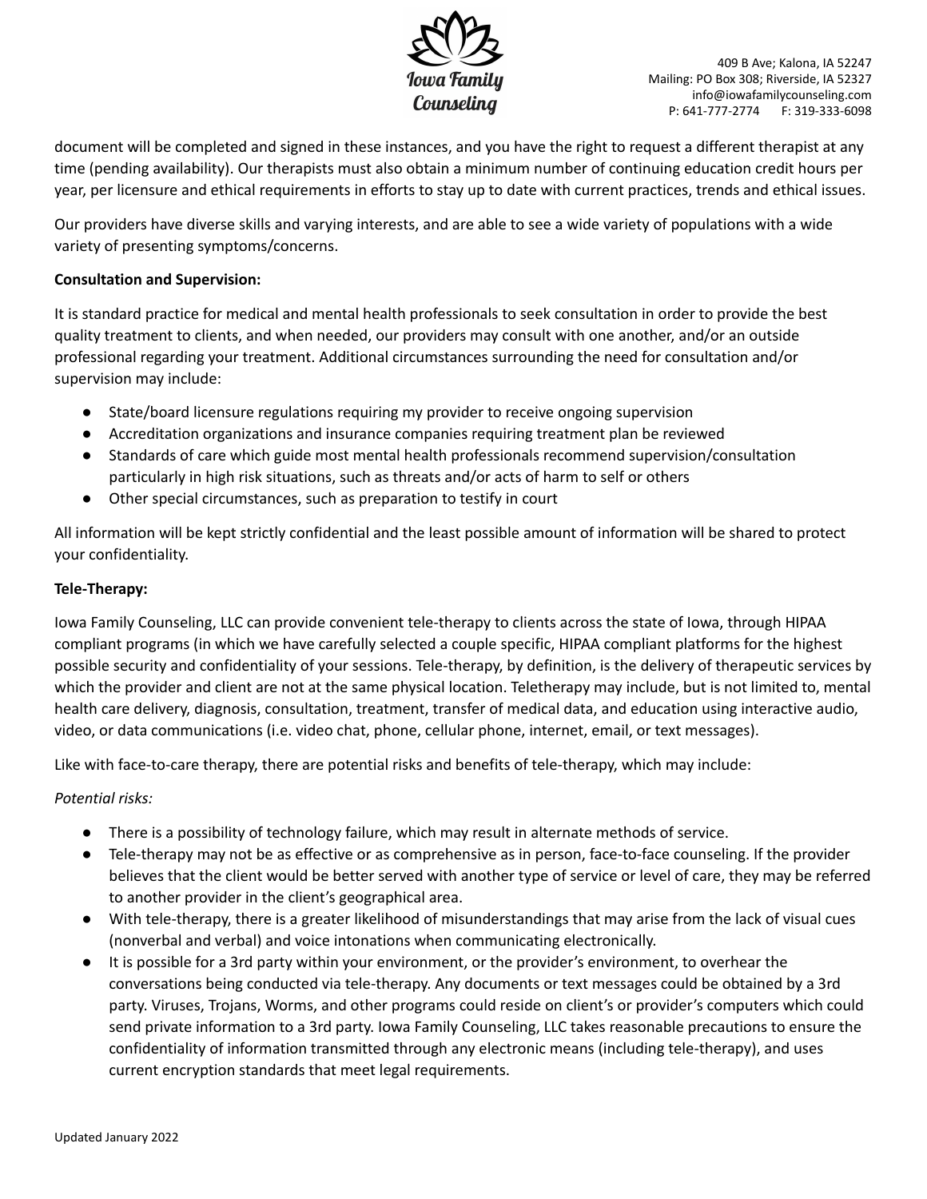document will be completed and signed in these instances, and you have the right to request a different therapist at any time (pending availability). Our therapists must also obtain a minimum number of continuing education credit hours per year, per licensure and ethical requirements in efforts to stay up to date with current practices, trends and ethical issues.

Our providers have diverse skills and varying interests, and are able to see a wide variety of populations with a wide variety of presenting symptoms/concerns.

**Consultation and Supervision:**

It is standard practice for medical and mental health professionals to seek consultation in order to provide the best quality treatment to clients, and when needed, our providers may consult with one another, and/or an outside professional regarding your treatment. Additional circumstances surrounding the need for consultation and/or supervision may include:

- State/board licensure regulations requiring my provider to receive ongoing supervision
- Accreditation organizations and insurance companies requiring treatment plan be reviewed
- Standards of care which guide most mental health professionals recommend supervision/consultation particularly in high risk situations, such as threats and/or acts of harm to self or others
- Other special circumstances, such as preparation to testify in court

All information will be kept strictly confidential and the least possible amount of information will be shared to protect your confidentiality.

**Tele-Therapy:**

Iowa Family Counseling, LLC can provide convenient tele-therapy to clients across the state of Iowa, through HIPAA compliant programs (in which we have carefully selected a couple specific, HIPAA compliant platforms for the highest possible security and confidentiality of your sessions. Tele-therapy, by definition, is the delivery of therapeutic services by which the provider and client are not at the same physical location. Teletherapy may include, but is not limited to, mental health care delivery, diagnosis, consultation, treatment, transfer of medical data, and education using interactive audio, video, or data communications (i.e. video chat, phone, cellular phone, internet, email, or text messages).

Like with face-to-care therapy, there are potential risks and benefits of tele-therapy, which may include:

*Potential risks:*

- There is a possibility of technology failure, which may result in alternate methods of service.
- Tele-therapy may not be as effective or as comprehensive as in person, face-to-face counseling. If the provider believes that the client would be better served with another type of service or level of care, they may be referred to another provider in the client's geographical area.
- With tele-therapy, there is a greater likelihood of misunderstandings that may arise from the lack of visual cues (nonverbal and verbal) and voice intonations when communicating electronically.
- It is possible for a 3rd party within your environment, or the provider's environment, to overhear the conversations being conducted via tele-therapy. Any documents or text messages could be obtained by a 3rd party. Viruses, Trojans, Worms, and other programs could reside on client's or provider's computers which could send private information to a 3rd party. Iowa Family Counseling, LLC takes reasonable precautions to ensure the confidentiality of information transmitted through any electronic means (including tele-therapy), and uses current encryption standards that meet legal requirements.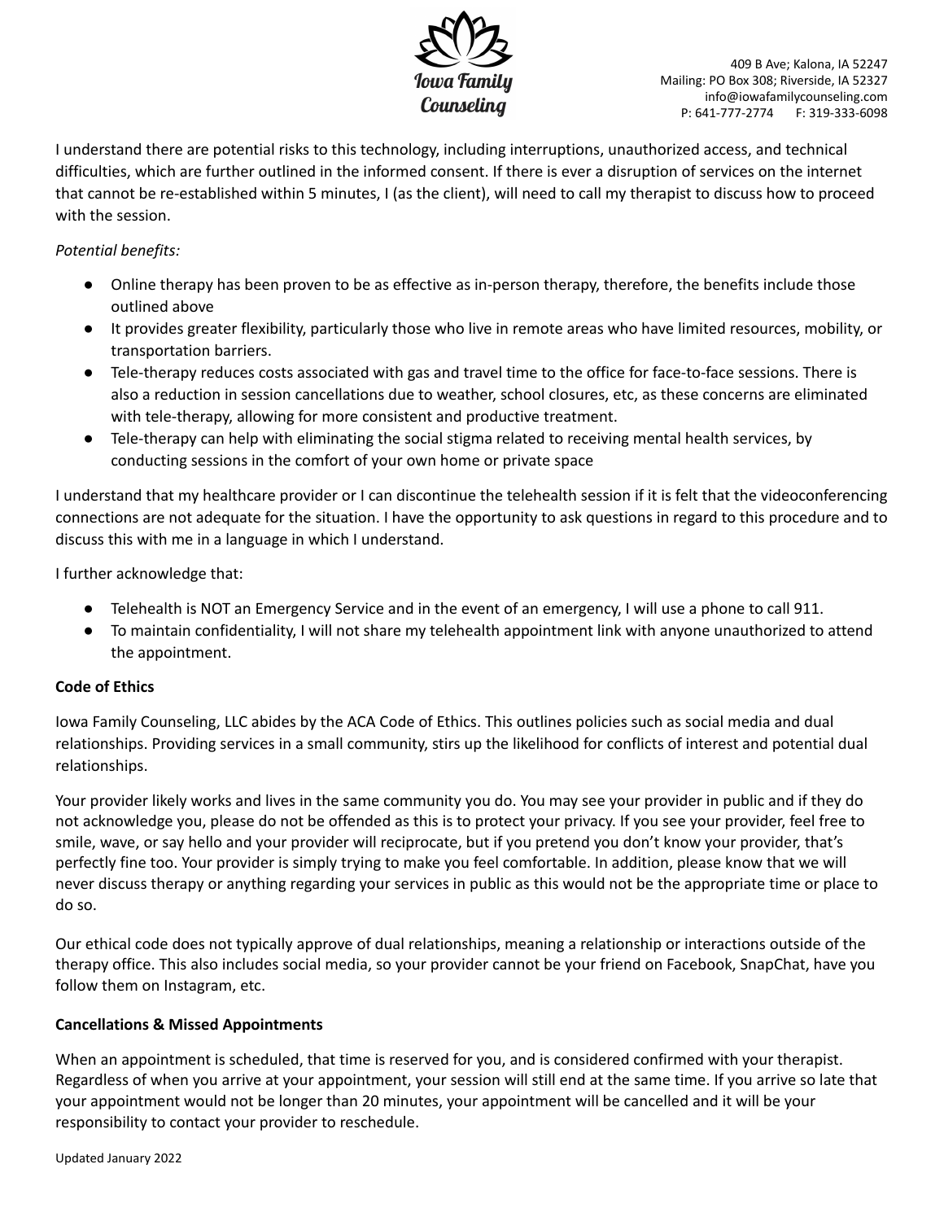I understand there are potential risks to this technology, including interruptions, unauthorized access, and technical difficulties, which are further outlined in the informed consent. If there is ever a disruption of services on the internet that cannot be re-established within 5 minutes, I (as the client), will need to call my therapist to discuss how to proceed with the session.

*Potential benefits:*

- Online therapy has been proven to be as effective as in-person therapy, therefore, the benefits include those outlined above
- It provides greater flexibility, particularly those who live in remote areas who have limited resources, mobility, or transportation barriers.
- Tele-therapy reduces costs associated with gas and travel time to the office for face-to-face sessions. There is also a reduction in session cancellations due to weather, school closures, etc, as these concerns are eliminated with tele-therapy, allowing for more consistent and productive treatment.
- Tele-therapy can help with eliminating the social stigma related to receiving mental health services, by conducting sessions in the comfort of your own home or private space

I understand that my healthcare provider or I can discontinue the telehealth session if it is felt that the videoconferencing connections are not adequate for the situation. I have the opportunity to ask questions in regard to this procedure and to discuss this with me in a language in which I understand.

I further acknowledge that:

- Telehealth is NOT an Emergency Service and in the event of an emergency, I will use a phone to call 911.
- To maintain confidentiality, I will not share my telehealth appointment link with anyone unauthorized to attend the appointment.

**Code of Ethics**

Iowa Family Counseling, LLC abides by the ACA Code of Ethics. This outlines policies such as social media and dual relationships. Providing services in a small community, stirs up the likelihood for conflicts of interest and potential dual relationships.

Your provider likely works and lives in the same community you do. You may see your provider in public and if they do not acknowledge you, please do not be offended as this is to protect your privacy. If you see your provider, feel free to smile, wave, or say hello and your provider will reciprocate, but if you pretend you don't know your provider, that's perfectly fine too. Your provider is simply trying to make you feel comfortable. In addition, please know that we will never discuss therapy or anything regarding your services in public as this would not be the appropriate time or place to do so.

Our ethical code does not typically approve of dual relationships, meaning a relationship or interactions outside of the therapy office. This also includes social media, so your provider cannot be your friend on Facebook, SnapChat, have you follow them on Instagram, etc.

**Cancellations & Missed Appointments**

When an appointment is scheduled, that time is reserved for you, and is considered confirmed with your therapist. Regardless of when you arrive at your appointment, your session will still end at the same time. If you arrive so late that your appointment would not be longer than 20 minutes, your appointment will be cancelled and it will be your responsibility to contact your provider to reschedule.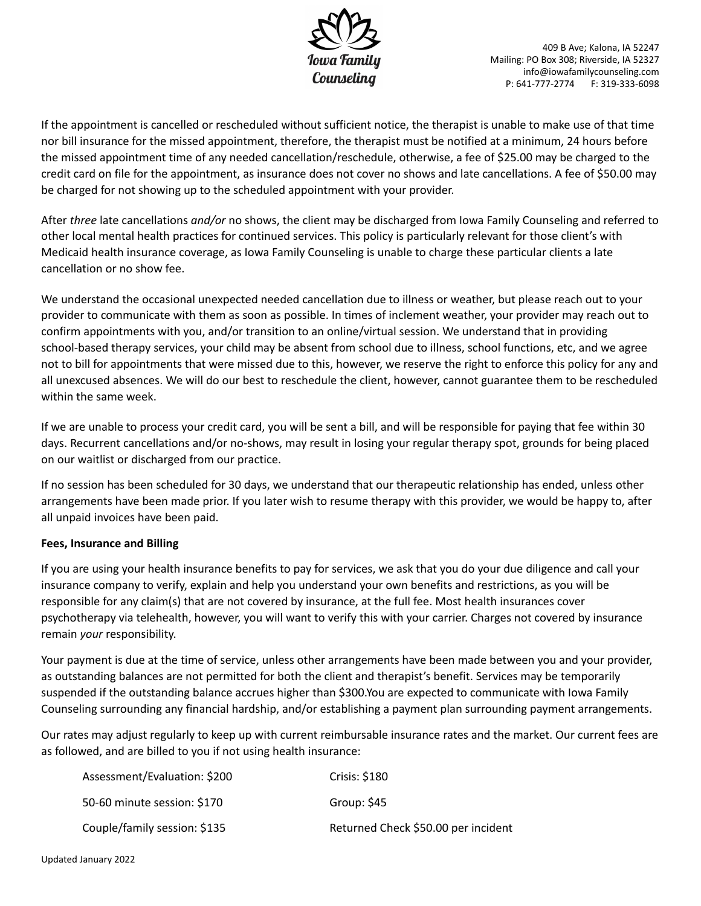If the appointment is cancelled or rescheduled without sufficient notice, the therapist is unable to make use of that time nor bill insurance for the missed appointment, therefore, the therapist must be notified at a minimum, 24 hours before the missed appointment time of any needed cancellation/reschedule, otherwise, a fee of $25.00 may be charged to the credit card on file for the appointment, as insurance does not cover no shows and late cancellations. A fee of $50.00 may be charged for not showing up to the scheduled appointment with your provider.

After *three* late cancellations *and/or* no shows, the client may be discharged from Iowa Family Counseling and referred to other local mental health practices for continued services. This policy is particularly relevant for those client's with Medicaid health insurance coverage, as Iowa Family Counseling is unable to charge these particular clients a late cancellation or no show fee.

We understand the occasional unexpected needed cancellation due to illness or weather, but please reach out to your provider to communicate with them as soon as possible. In times of inclement weather, your provider may reach out to confirm appointments with you, and/or transition to an online/virtual session. We understand that in providing school-based therapy services, your child may be absent from school due to illness, school functions, etc, and we agree not to bill for appointments that were missed due to this, however, we reserve the right to enforce this policy for any and all unexcused absences. We will do our best to reschedule the client, however, cannot guarantee them to be rescheduled within the same week.

If we are unable to process your credit card, you will be sent a bill, and will be responsible for paying that fee within 30 days. Recurrent cancellations and/or no-shows, may result in losing your regular therapy spot, grounds for being placed on our waitlist or discharged from our practice.

If no session has been scheduled for 30 days, we understand that our therapeutic relationship has ended, unless other arrangements have been made prior. If you later wish to resume therapy with this provider, we would be happy to, after all unpaid invoices have been paid.

**Fees, Insurance and Billing**

If you are using your health insurance benefits to pay for services, we ask that you do your due diligence and call your insurance company to verify, explain and help you understand your own benefits and restrictions, as you will be responsible for any claim(s) that are not covered by insurance, at the full fee. Most health insurances cover psychotherapy via telehealth, however, you will want to verify this with your carrier. Charges not covered by insurance remain *your* responsibility.

Your payment is due at the time of service, unless other arrangements have been made between you and your provider, as outstanding balances are not permitted for both the client and therapist's benefit. Services may be temporarily suspended if the outstanding balance accrues higher than $300.You are expected to communicate with Iowa Family Counseling surrounding any financial hardship, and/or establishing a payment plan surrounding payment arrangements.

Our rates may adjust regularly to keep up with current reimbursable insurance rates and the market. Our current fees are as followed, and are billed to you if not using health insurance:

| | |
|---|---|
| Assessment/Evaluation: $200 | Crisis: $180 |
| 50-60 minute session: $170 | Group: $45 |
| Couple/family session: $135 | Returned Check $50.00 per incident |

Updated January 2022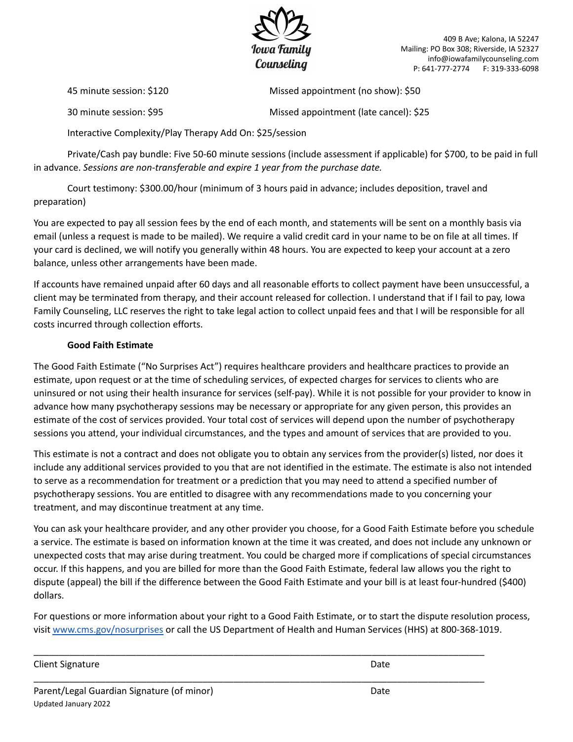45 minute session: $120 Missed appointment (no show): $50

30 minute session: $95 Missed appointment (late cancel): $25

Interactive Complexity/Play Therapy Add On: $25/session

Private/Cash pay bundle: Five 50-60 minute sessions (include assessment if applicable) for $700, to be paid in full in advance. *Sessions are non-transferable and expire 1 year from the purchase date.*

Court testimony: $300.00/hour (minimum of 3 hours paid in advance; includes deposition, travel and preparation)

You are expected to pay all session fees by the end of each month, and statements will be sent on a monthly basis via email (unless a request is made to be mailed). We require a valid credit card in your name to be on file at all times. If your card is declined, we will notify you generally within 48 hours. You are expected to keep your account at a zero balance, unless other arrangements have been made.

If accounts have remained unpaid after 60 days and all reasonable efforts to collect payment have been unsuccessful, a client may be terminated from therapy, and their account released for collection. I understand that if I fail to pay, Iowa Family Counseling, LLC reserves the right to take legal action to collect unpaid fees and that I will be responsible for all costs incurred through collection efforts.

**Good Faith Estimate**

The Good Faith Estimate ("No Surprises Act") requires healthcare providers and healthcare practices to provide an estimate, upon request or at the time of scheduling services, of expected charges for services to clients who are uninsured or not using their health insurance for services (self-pay). While it is not possible for your provider to know in advance how many psychotherapy sessions may be necessary or appropriate for any given person, this provides an estimate of the cost of services provided. Your total cost of services will depend upon the number of psychotherapy sessions you attend, your individual circumstances, and the types and amount of services that are provided to you.

This estimate is not a contract and does not obligate you to obtain any services from the provider(s) listed, nor does it include any additional services provided to you that are not identified in the estimate. The estimate is also not intended to serve as a recommendation for treatment or a prediction that you may need to attend a specified number of psychotherapy sessions. You are entitled to disagree with any recommendations made to you concerning your treatment, and may discontinue treatment at any time.

You can ask your healthcare provider, and any other provider you choose, for a Good Faith Estimate before you schedule a service. The estimate is based on information known at the time it was created, and does not include any unknown or unexpected costs that may arise during treatment. You could be charged more if complications of special circumstances occur. If this happens, and you are billed for more than the Good Faith Estimate, federal law allows you the right to dispute (appeal) the bill if the difference between the Good Faith Estimate and your bill is at least four-hundred ($400) dollars.

For questions or more information about your right to a Good Faith Estimate, or to start the dispute resolution process, visit www.cms.gov/nosurprises or call the US Department of Health and Human Services (HHS) at 800-368-1019.

\_\_\_\_\_\_\_\_\_\_\_\_\_\_\_\_\_\_\_\_\_\_\_\_\_\_\_\_\_\_\_\_\_\_\_\_\_\_\_\_\_\_\_\_\_\_\_\_\_\_\_\_\_\_\_\_\_\_\_\_\_\_\_\_\_\_\_\_\_\_\_\_

Client Signature Date

\_\_\_\_\_\_\_\_\_\_\_\_\_\_\_\_\_\_\_\_\_\_\_\_\_\_\_\_\_\_\_\_\_\_\_\_\_\_\_\_\_\_\_\_\_\_\_\_\_\_\_\_\_\_\_\_\_\_\_\_\_\_\_\_\_\_\_\_\_\_\_\_

Parent/Legal Guardian Signature (of minor) Date

Updated January 2022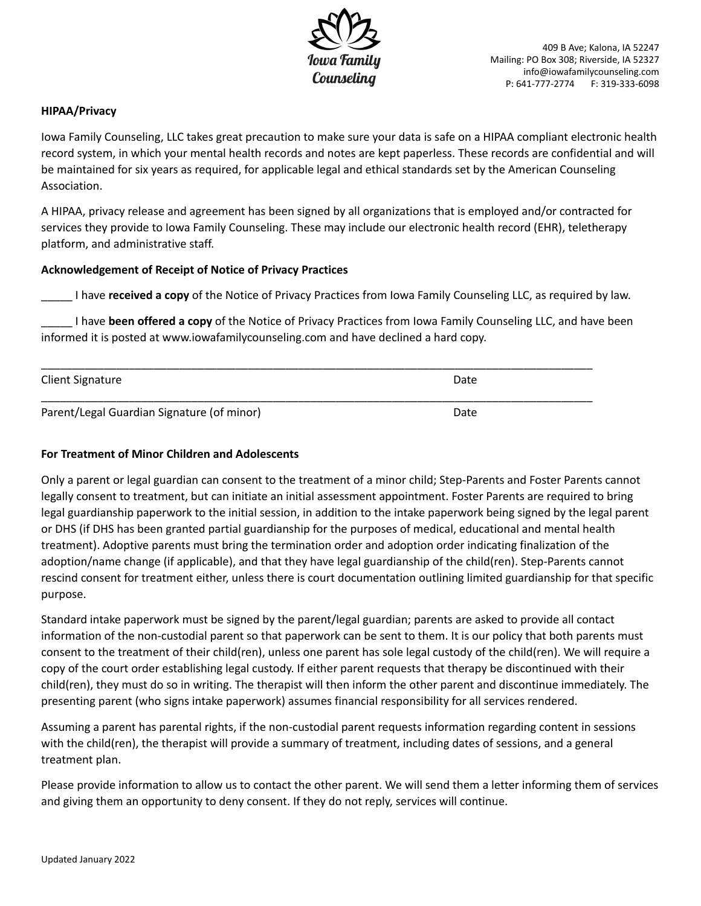Iowa Family Counseling

409 B Ave; Kalona, IA 52247
Mailing: PO Box 308; Riverside, IA 52327
info@iowafamilycounseling.com
P: 641-777-2774 F: 319-333-6098

**HIPAA/Privacy**

Iowa Family Counseling, LLC takes great precaution to make sure your data is safe on a HIPAA compliant electronic health record system, in which your mental health records and notes are kept paperless. These records are confidential and will be maintained for six years as required, for applicable legal and ethical standards set by the American Counseling Association.

A HIPAA, privacy release and agreement has been signed by all organizations that is employed and/or contracted for services they provide to Iowa Family Counseling. These may include our electronic health record (EHR), teletherapy platform, and administrative staff.

**Acknowledgement of Receipt of Notice of Privacy Practices**

_____ I have **received a copy** of the Notice of Privacy Practices from Iowa Family Counseling LLC, as required by law.

_____ I have **been offered a copy** of the Notice of Privacy Practices from Iowa Family Counseling LLC, and have been informed it is posted at www.iowafamilycounseling.com and have declined a hard copy.

_______________________________________________________________________________________

Client Signature Date

_______________________________________________________________________________________

Parent/Legal Guardian Signature (of minor) Date

**For Treatment of Minor Children and Adolescents**

Only a parent or legal guardian can consent to the treatment of a minor child; Step-Parents and Foster Parents cannot legally consent to treatment, but can initiate an initial assessment appointment. Foster Parents are required to bring legal guardianship paperwork to the initial session, in addition to the intake paperwork being signed by the legal parent or DHS (if DHS has been granted partial guardianship for the purposes of medical, educational and mental health treatment). Adoptive parents must bring the termination order and adoption order indicating finalization of the adoption/name change (if applicable), and that they have legal guardianship of the child(ren). Step-Parents cannot rescind consent for treatment either, unless there is court documentation outlining limited guardianship for that specific purpose.

Standard intake paperwork must be signed by the parent/legal guardian; parents are asked to provide all contact information of the non-custodial parent so that paperwork can be sent to them. It is our policy that both parents must consent to the treatment of their child(ren), unless one parent has sole legal custody of the child(ren). We will require a copy of the court order establishing legal custody. If either parent requests that therapy be discontinued with their child(ren), they must do so in writing. The therapist will then inform the other parent and discontinue immediately. The presenting parent (who signs intake paperwork) assumes financial responsibility for all services rendered.

Assuming a parent has parental rights, if the non-custodial parent requests information regarding content in sessions with the child(ren), the therapist will provide a summary of treatment, including dates of sessions, and a general treatment plan.

Please provide information to allow us to contact the other parent. We will send them a letter informing them of services and giving them an opportunity to deny consent. If they do not reply, services will continue.

Updated January 2022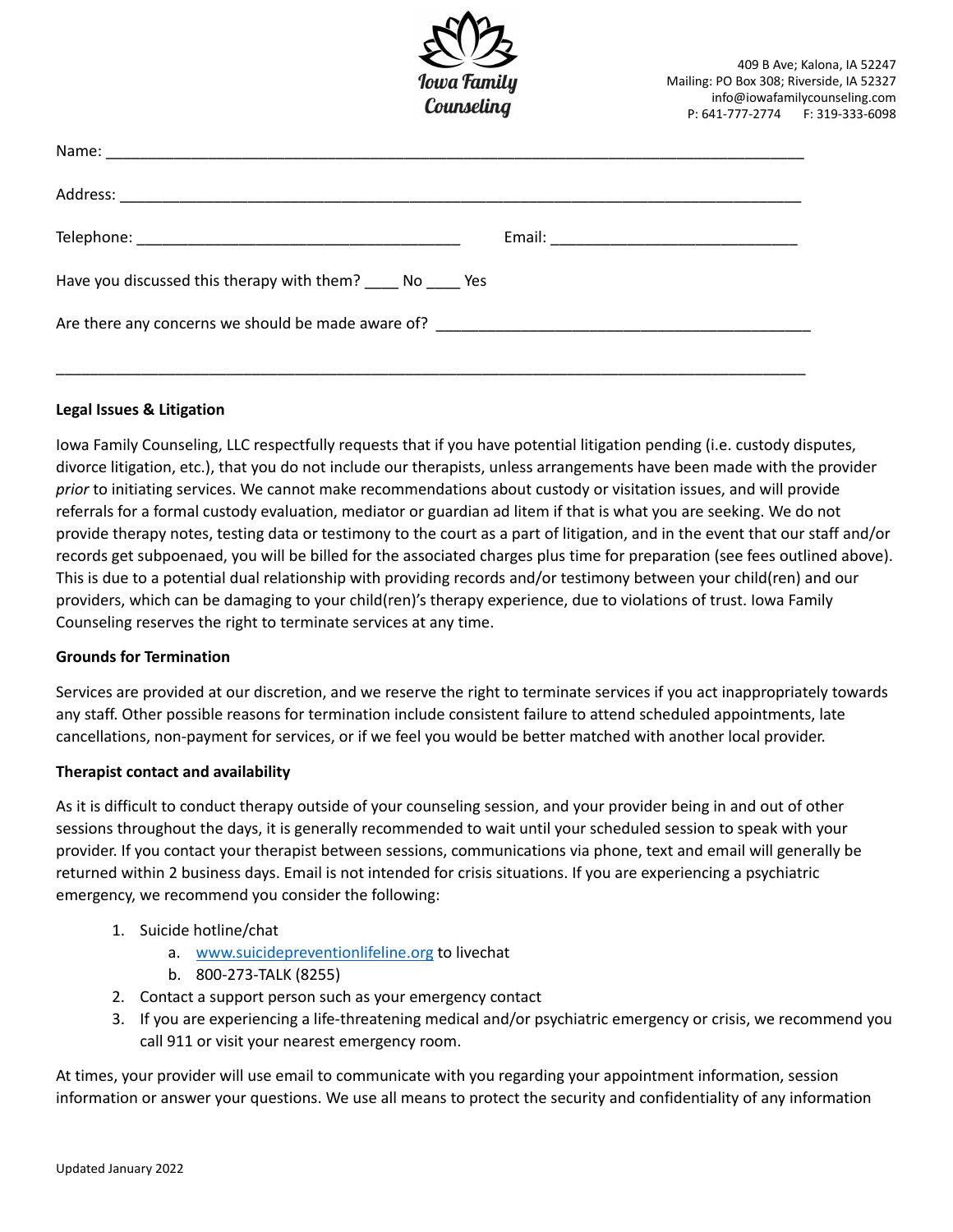Iowa Family Counseling

409 B Ave; Kalona, IA 52247
Mailing: PO Box 308; Riverside, IA 52327
info@iowafamilycounseling.com
P: 641-777-2774 F: 319-333-6098

Name: ___________________________________________________________________________

Address: _________________________________________________________________________

Telephone: ____________________________________ Email: ___________________________

Have you discussed this therapy with them? ____ No ____ Yes

Are there any concerns we should be made aware of? ________________________________________

_________________________________________________________________________________

**Legal Issues & Litigation**

Iowa Family Counseling, LLC respectfully requests that if you have potential litigation pending (i.e. custody disputes, divorce litigation, etc.), that you do not include our therapists, unless arrangements have been made with the provider *prior* to initiating services. We cannot make recommendations about custody or visitation issues, and will provide referrals for a formal custody evaluation, mediator or guardian ad litem if that is what you are seeking. We do not provide therapy notes, testing data or testimony to the court as a part of litigation, and in the event that our staff and/or records get subpoenaed, you will be billed for the associated charges plus time for preparation (see fees outlined above). This is due to a potential dual relationship with providing records and/or testimony between your child(ren) and our providers, which can be damaging to your child(ren)'s therapy experience, due to violations of trust. Iowa Family Counseling reserves the right to terminate services at any time.

**Grounds for Termination**

Services are provided at our discretion, and we reserve the right to terminate services if you act inappropriately towards any staff. Other possible reasons for termination include consistent failure to attend scheduled appointments, late cancellations, non-payment for services, or if we feel you would be better matched with another local provider.

**Therapist contact and availability**

As it is difficult to conduct therapy outside of your counseling session, and your provider being in and out of other sessions throughout the days, it is generally recommended to wait until your scheduled session to speak with your provider. If you contact your therapist between sessions, communications via phone, text and email will generally be returned within 2 business days. Email is not intended for crisis situations. If you are experiencing a psychiatric emergency, we recommend you consider the following:

1. Suicide hotline/chat
   a. www.suicidepreventionlifeline.org to livechat
   b. 800-273-TALK (8255)
2. Contact a support person such as your emergency contact
3. If you are experiencing a life-threatening medical and/or psychiatric emergency or crisis, we recommend you call 911 or visit your nearest emergency room.

At times, your provider will use email to communicate with you regarding your appointment information, session information or answer your questions. We use all means to protect the security and confidentiality of any information

Updated January 2022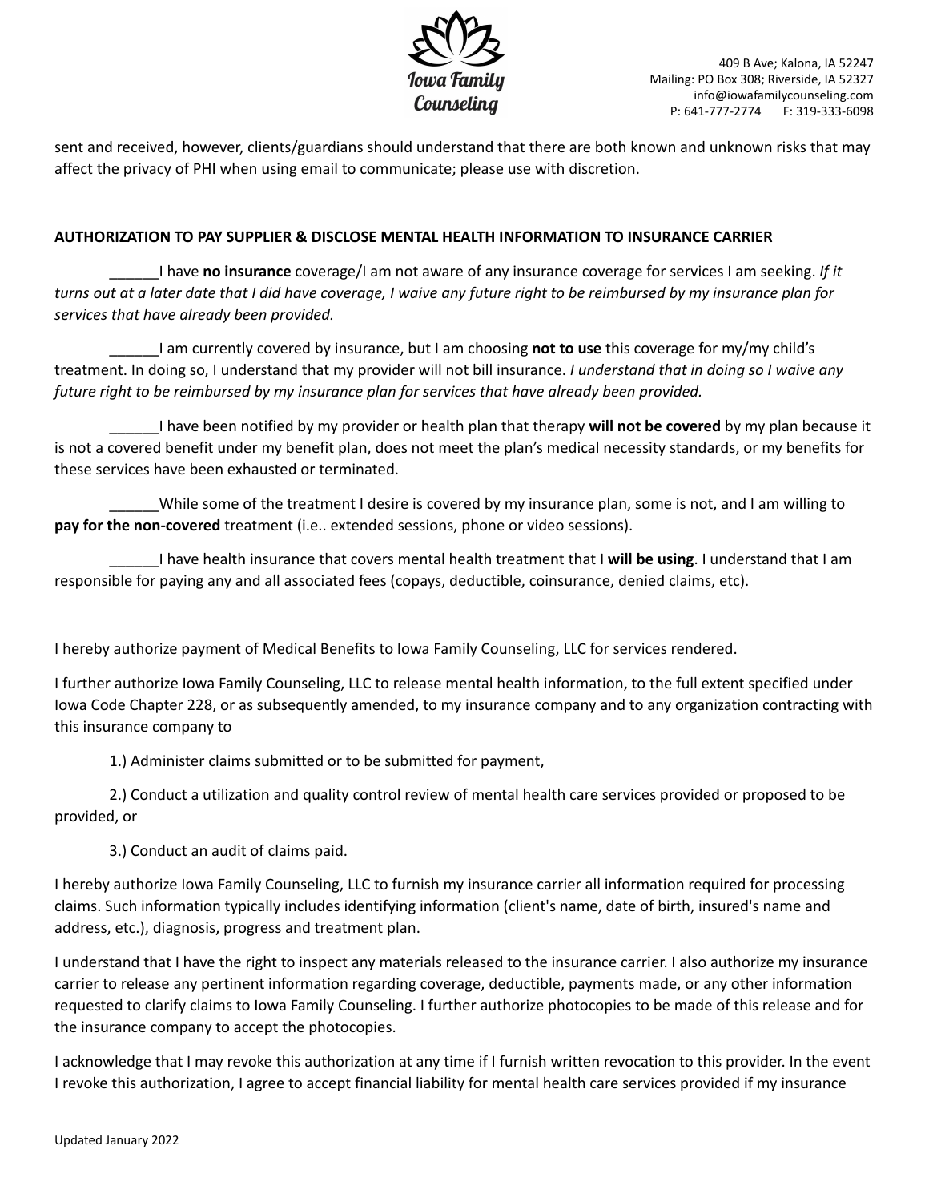sent and received, however, clients/guardians should understand that there are both known and unknown risks that may affect the privacy of PHI when using email to communicate; please use with discretion.

**AUTHORIZATION TO PAY SUPPLIER & DISCLOSE MENTAL HEALTH INFORMATION TO INSURANCE CARRIER**

______I have **no insurance** coverage/I am not aware of any insurance coverage for services I am seeking. *If it turns out at a later date that I did have coverage, I waive any future right to be reimbursed by my insurance plan for services that have already been provided.*

______I am currently covered by insurance, but I am choosing **not to use** this coverage for my/my child's treatment. In doing so, I understand that my provider will not bill insurance. *I understand that in doing so I waive any future right to be reimbursed by my insurance plan for services that have already been provided.*

______I have been notified by my provider or health plan that therapy **will not be covered** by my plan because it is not a covered benefit under my benefit plan, does not meet the plan's medical necessity standards, or my benefits for these services have been exhausted or terminated.

______While some of the treatment I desire is covered by my insurance plan, some is not, and I am willing to **pay for the non-covered** treatment (i.e.. extended sessions, phone or video sessions).

______I have health insurance that covers mental health treatment that I **will be using**. I understand that I am responsible for paying any and all associated fees (copays, deductible, coinsurance, denied claims, etc).

I hereby authorize payment of Medical Benefits to Iowa Family Counseling, LLC for services rendered.

I further authorize Iowa Family Counseling, LLC to release mental health information, to the full extent specified under Iowa Code Chapter 228, or as subsequently amended, to my insurance company and to any organization contracting with this insurance company to

1.) Administer claims submitted or to be submitted for payment,

2.) Conduct a utilization and quality control review of mental health care services provided or proposed to be provided, or

3.) Conduct an audit of claims paid.

I hereby authorize Iowa Family Counseling, LLC to furnish my insurance carrier all information required for processing claims. Such information typically includes identifying information (client's name, date of birth, insured's name and address, etc.), diagnosis, progress and treatment plan.

I understand that I have the right to inspect any materials released to the insurance carrier. I also authorize my insurance carrier to release any pertinent information regarding coverage, deductible, payments made, or any other information requested to clarify claims to Iowa Family Counseling. I further authorize photocopies to be made of this release and for the insurance company to accept the photocopies.

I acknowledge that I may revoke this authorization at any time if I furnish written revocation to this provider. In the event I revoke this authorization, I agree to accept financial liability for mental health care services provided if my insurance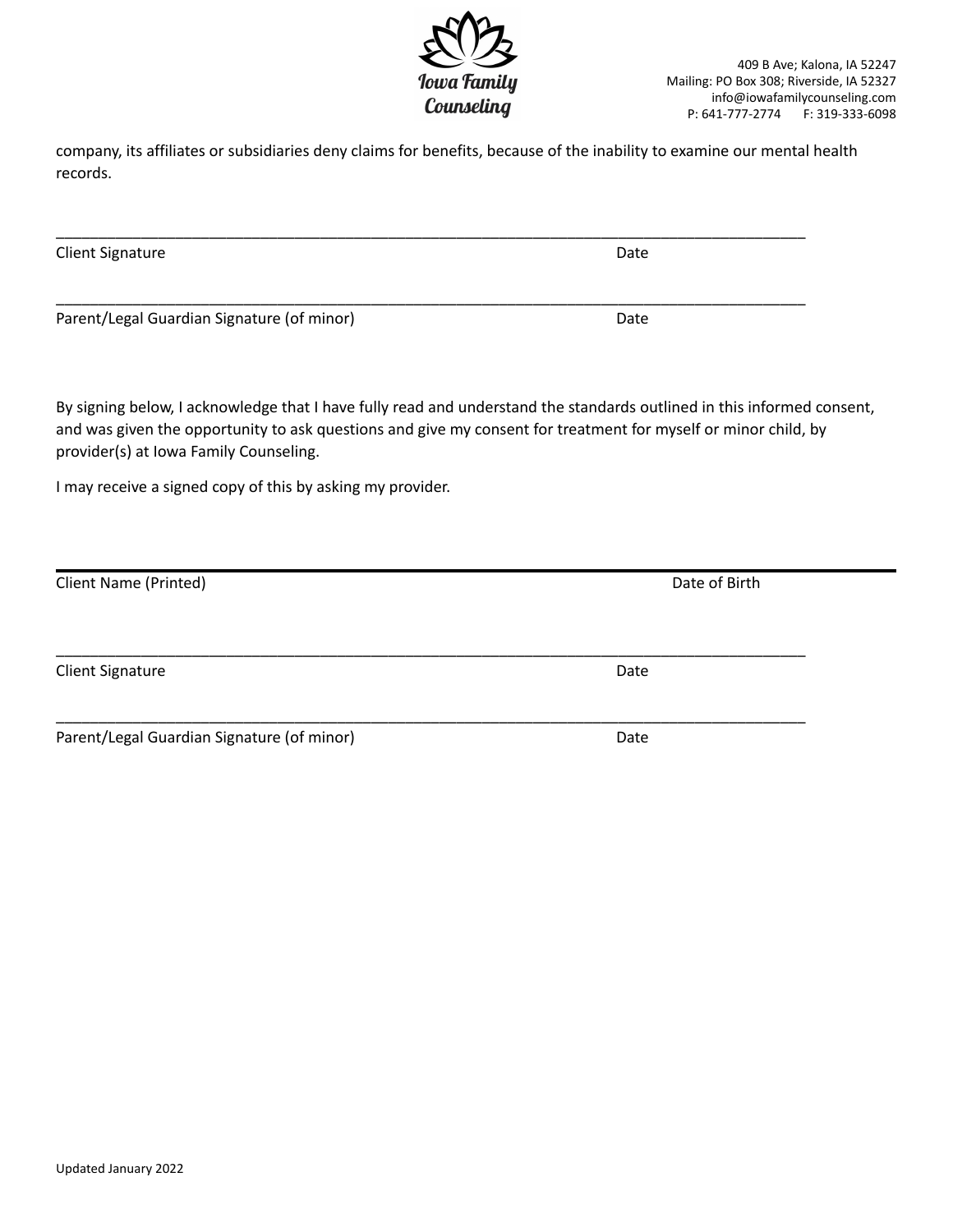company, its affiliates or subsidiaries deny claims for benefits, because of the inability to examine our mental health records.

\_\_\_\_\_\_\_\_\_\_\_\_\_\_\_\_\_\_\_\_\_\_\_\_\_\_\_\_\_\_\_\_\_\_\_\_\_\_\_\_\_\_\_\_\_\_\_\_\_\_\_\_\_\_\_\_\_\_\_\_\_\_\_\_\_\_\_\_\_\_\_\_\_\_\_\_\_\_\_\_\_\_

Client Signature Date

\_\_\_\_\_\_\_\_\_\_\_\_\_\_\_\_\_\_\_\_\_\_\_\_\_\_\_\_\_\_\_\_\_\_\_\_\_\_\_\_\_\_\_\_\_\_\_\_\_\_\_\_\_\_\_\_\_\_\_\_\_\_\_\_\_\_\_\_\_\_\_\_\_\_\_\_\_\_\_\_\_\_

Parent/Legal Guardian Signature (of minor) Date

By signing below, I acknowledge that I have fully read and understand the standards outlined in this informed consent, and was given the opportunity to ask questions and give my consent for treatment for myself or minor child, by provider(s) at Iowa Family Counseling.

I may receive a signed copy of this by asking my provider.

\_\_\_\_\_\_\_\_\_\_\_\_\_\_\_\_\_\_\_\_\_\_\_\_\_\_\_\_\_\_\_\_\_\_\_\_\_\_\_\_\_\_\_\_\_\_\_\_\_\_\_\_\_\_\_\_\_\_\_\_\_\_\_\_\_\_\_\_\_\_\_\_\_\_\_\_\_\_\_\_\_\_

Client Name (Printed) Date of Birth

\_\_\_\_\_\_\_\_\_\_\_\_\_\_\_\_\_\_\_\_\_\_\_\_\_\_\_\_\_\_\_\_\_\_\_\_\_\_\_\_\_\_\_\_\_\_\_\_\_\_\_\_\_\_\_\_\_\_\_\_\_\_\_\_\_\_\_\_\_\_\_\_\_\_\_\_\_\_\_\_\_\_

Client Signature Date

\_\_\_\_\_\_\_\_\_\_\_\_\_\_\_\_\_\_\_\_\_\_\_\_\_\_\_\_\_\_\_\_\_\_\_\_\_\_\_\_\_\_\_\_\_\_\_\_\_\_\_\_\_\_\_\_\_\_\_\_\_\_\_\_\_\_\_\_\_\_\_\_\_\_\_\_\_\_\_\_\_\_

Parent/Legal Guardian Signature (of minor) Date